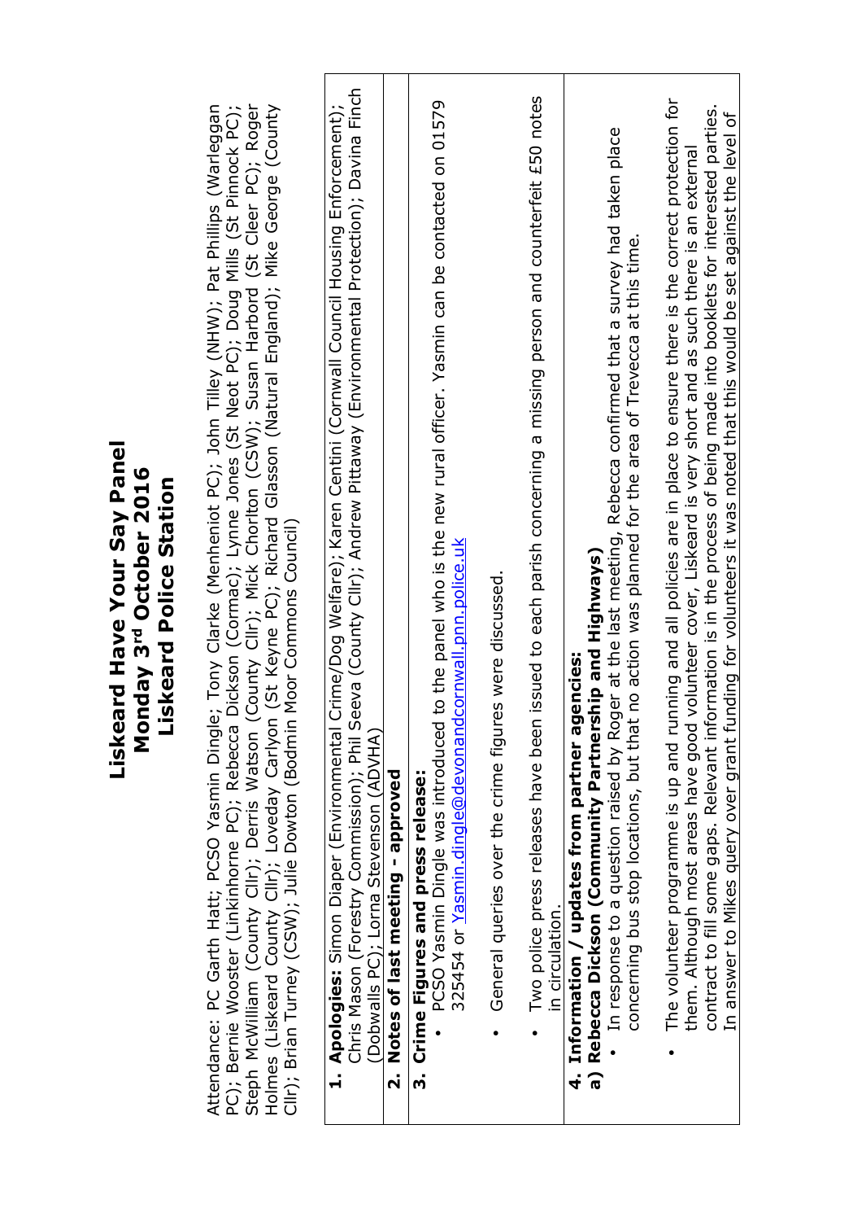# Liskeard Have Your Say Panel
## Monday 3rd October 2016
## Liskeard Police Station

Attendance: PC Garth Hatt; PCSO Yasmin Dingle; Tony Clarke (Menheniot PC); John Tilley (NHW); Pat Phillips (Warleggan PC); Bernie Wooster (Linkinhorne PC); Rebecca Dickson (Cormac); Lynne Jones (St Neot PC); Doug Mills (St Pinnock PC); Steph McWilliam (County Cllr); Derris Watson (County Cllr); Mick Chorlton (CSW); Susan Harbord (St Cleer PC); Roger Holmes (Liskeard County Cllr); Loveday Carlyon (St Keyne PC); Richard Glasson (Natural England); Mike George (County Cllr); Brian Turney (CSW); Julie Dowton (Bodmin Moor Commons Council)

| | |
|---|---|
| **1. Apologies:** Simon Diaper (Environmental Crime/Dog Welfare); Karen Centini (Cornwall Council Housing Enforcement); Chris Mason (Forestry Commission); Phil Seeva (County Cllr); Andrew Pittaway (Environmental Protection); Davina Finch (Dobwalls PC); Lorna Stevenson (ADVHA) | |
| **2. Notes of last meeting - approved** | |
| **3. Crime Figures and press release:**<br>• PCSO Yasmin Dingle was introduced to the panel who is the new rural officer. Yasmin can be contacted on 01579 325454 or Yasmin.dingle@devonandcornwall.pnn.police.uk<br>• General queries over the crime figures were discussed.<br>• Two police press releases have been issued to each parish concerning a missing person and counterfeit £50 notes in circulation. | |
| **4. Information / updates from partner agencies:**<br>**a) Rebecca Dickson (Community Partnership and Highways)**<br>• In response to a question raised by Roger at the last meeting, Rebecca confirmed that a survey had taken place concerning bus stop locations, but that no action was planned for the area of Trevecca at this time.<br>• The volunteer programme is up and running and all policies are in place to ensure there is the correct protection for them. Although most areas have good volunteer cover, Liskeard is very short and as such there is an external contract to fill some gaps. Relevant information is in the process of being made into booklets for interested parties. In answer to Mikes query over grant funding for volunteers it was noted that this would be set against the level of | |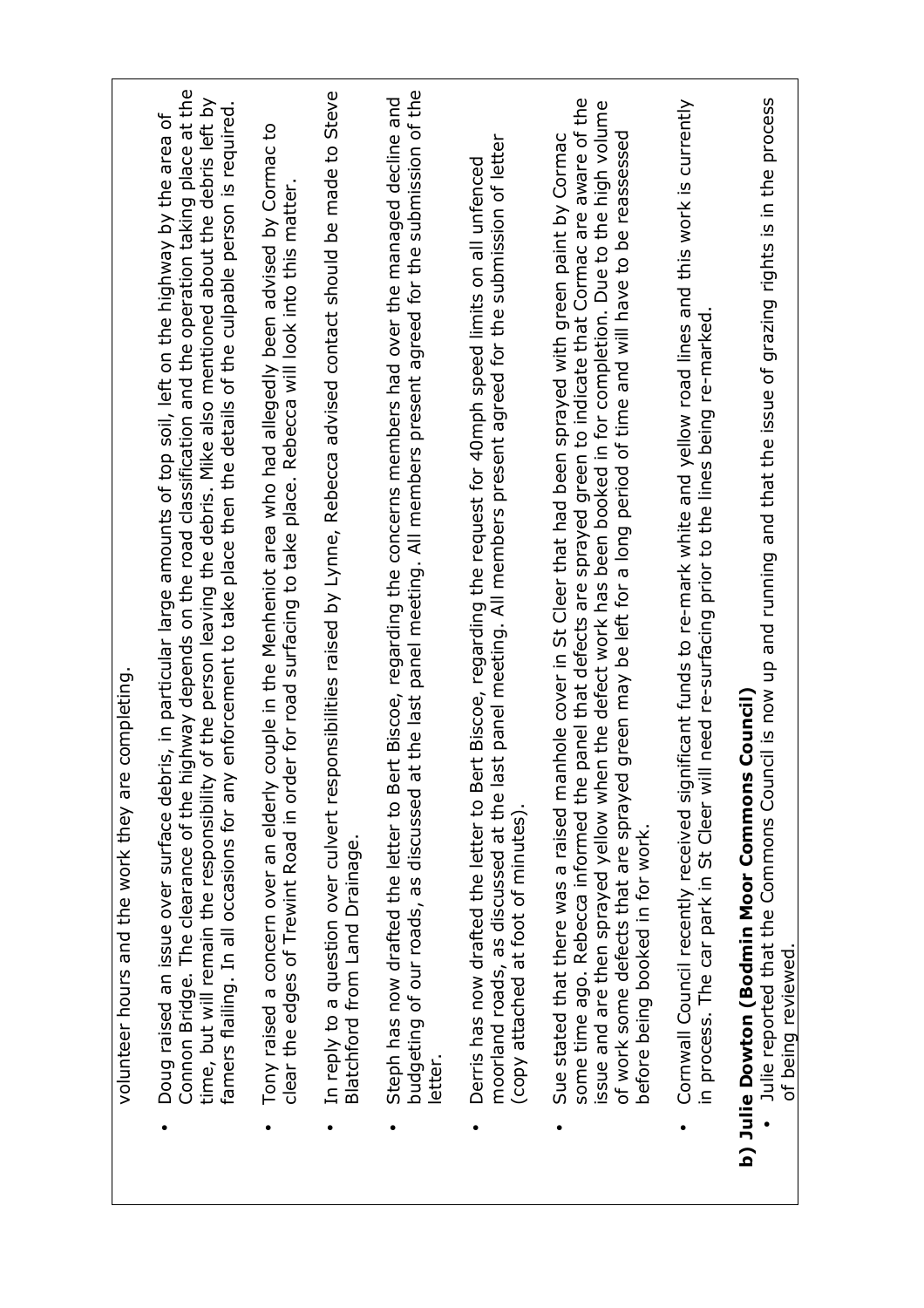volunteer hours and the work they are completing.

- Doug raised an issue over surface debris, in particular large amounts of top soil, left on the highway by the area of Connon Bridge. The clearance of the highway depends on the road classification and the operation taking place at the time, but will remain the responsibility of the person leaving the debris. Mike also mentioned about the debris left by famers flailing. In all occasions for any enforcement to take place then the details of the culpable person is required.

- Tony raised a concern over an elderly couple in the Menheniot area who had allegedly been advised by Cormac to clear the edges of Trewint Road in order for road surfacing to take place. Rebecca will look into this matter.

- In reply to a question over culvert responsibilities raised by Lynne, Rebecca advised contact should be made to Steve Blatchford from Land Drainage.

- Steph has now drafted the letter to Bert Biscoe, regarding the concerns members had over the managed decline and budgeting of our roads, as discussed at the last panel meeting. All members present agreed for the submission of the letter.

- Derris has now drafted the letter to Bert Biscoe, regarding the request for 40mph speed limits on all unfenced moorland roads, as discussed at the last panel meeting. All members present agreed for the submission of letter (copy attached at foot of minutes).

- Sue stated that there was a raised manhole cover in St Cleer that had been sprayed with green paint by Cormac some time ago. Rebecca informed the panel that defects are sprayed green to indicate that Cormac are aware of the issue and are then sprayed yellow when the defect work has been booked in for completion. Due to the high volume of work some defects that are sprayed green may be left for a long period of time and will have to be reassessed before being booked in for work.

- Cornwall Council recently received significant funds to re-mark white and yellow road lines and this work is currently in process. The car park in St Cleer will need re-surfacing prior to the lines being re-marked.

**b) Julie Dowton (Bodmin Moor Commons Council)**

- Julie reported that the Commons Council is now up and running and that the issue of grazing rights is in the process of being reviewed.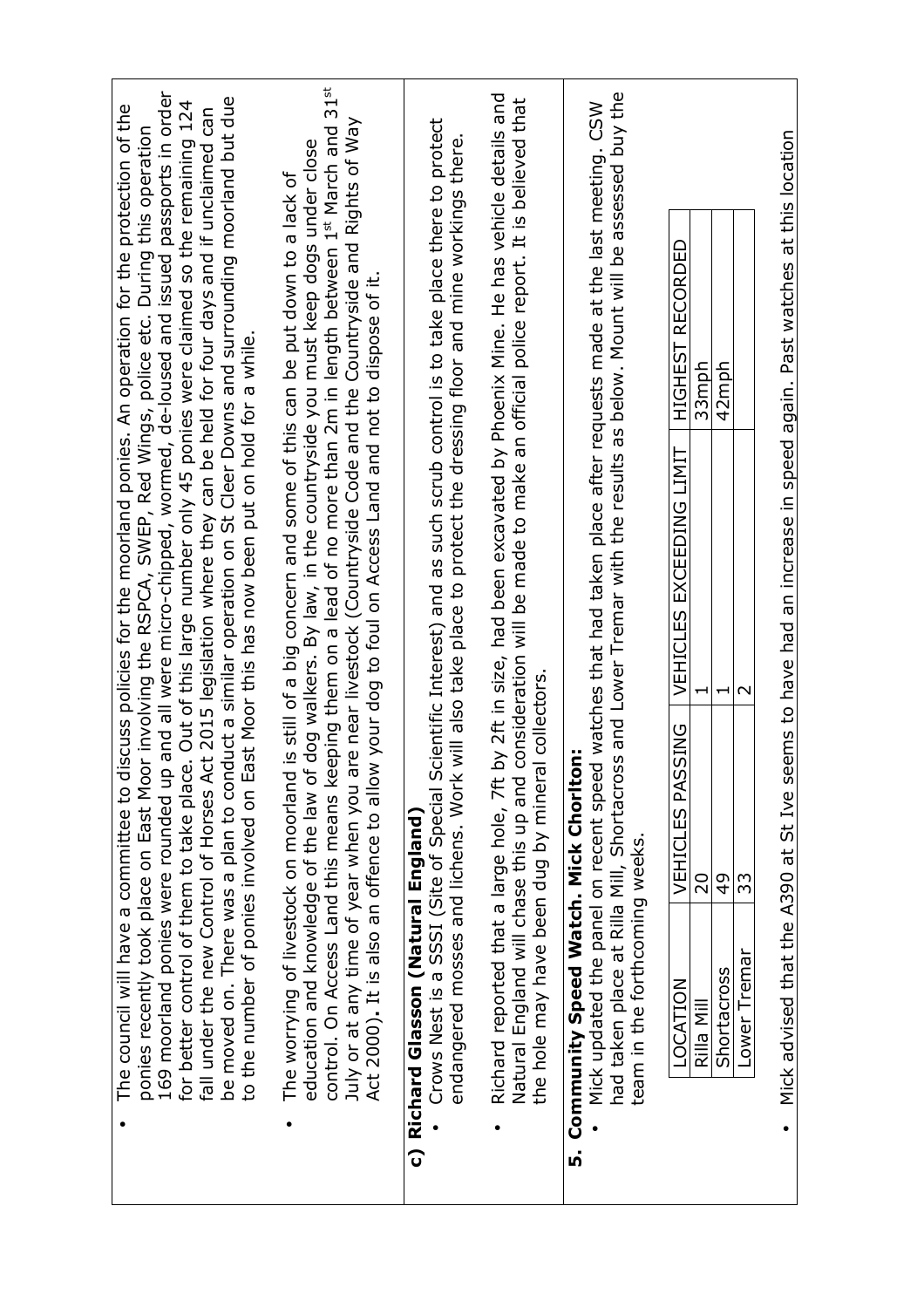- The council will have a committee to discuss policies for the moorland ponies. An operation for the protection of the ponies recently took place on East Moor involving the RSPCA, SWEP, Red Wings, police etc. During this operation 169 moorland ponies were rounded up and all were micro-chipped, wormed, de-loused and issued passports in order for better control of them to take place. Out of this large number only 45 ponies were claimed so the remaining 124 fall under the new Control of Horses Act 2015 legislation where they can be held for four days and if unclaimed can be moved on. There was a plan to conduct a similar operation on St Cleer Downs and surrounding moorland but due to the number of ponies involved on East Moor this has now been put on hold for a while.

- The worrying of livestock on moorland is still of a big concern and some of this can be put down to a lack of education and knowledge of the law of dog walkers. By law, in the countryside you must keep dogs under close control. On Access Land this means keeping them on a lead of no more than 2m in length between 1st March and 31st July or at any time of year when you are near livestock (Countryside Code and the Countryside and Rights of Way Act 2000). It is also an offence to allow your dog to foul on Access Land and not to dispose of it.

**c) Richard Glasson (Natural England)**

- Crows Nest is a SSSI (Site of Special Scientific Interest) and as such scrub control is to take place there to protect endangered mosses and lichens. Work will also take place to protect the dressing floor and mine workings there.

- Richard reported that a large hole, 7ft by 2ft in size, had been excavated by Phoenix Mine. He has vehicle details and Natural England will chase this up and consideration will be made to make an official police report. It is believed that the hole may have been dug by mineral collectors.

**5. Community Speed Watch. Mick Chorlton:**

- Mick updated the panel on recent speed watches that had taken place after requests made at the last meeting. CSW had taken place at Rilla Mill, Shortacross and Lower Tremar with the results as below. Mount will be assessed buy the team in the forthcoming weeks.

| LOCATION | VEHICLES PASSING | VEHICLES EXCEEDING LIMIT | HIGHEST RECORDED |
|---|---|---|---|
| Rilla Mill | 20 | 1 | 33mph |
| Shortacross | 49 | 1 | 42mph |
| Lower Tremar | 33 | 2 | |

- Mick advised that the A390 at St Ive seems to have had an increase in speed again. Past watches at this location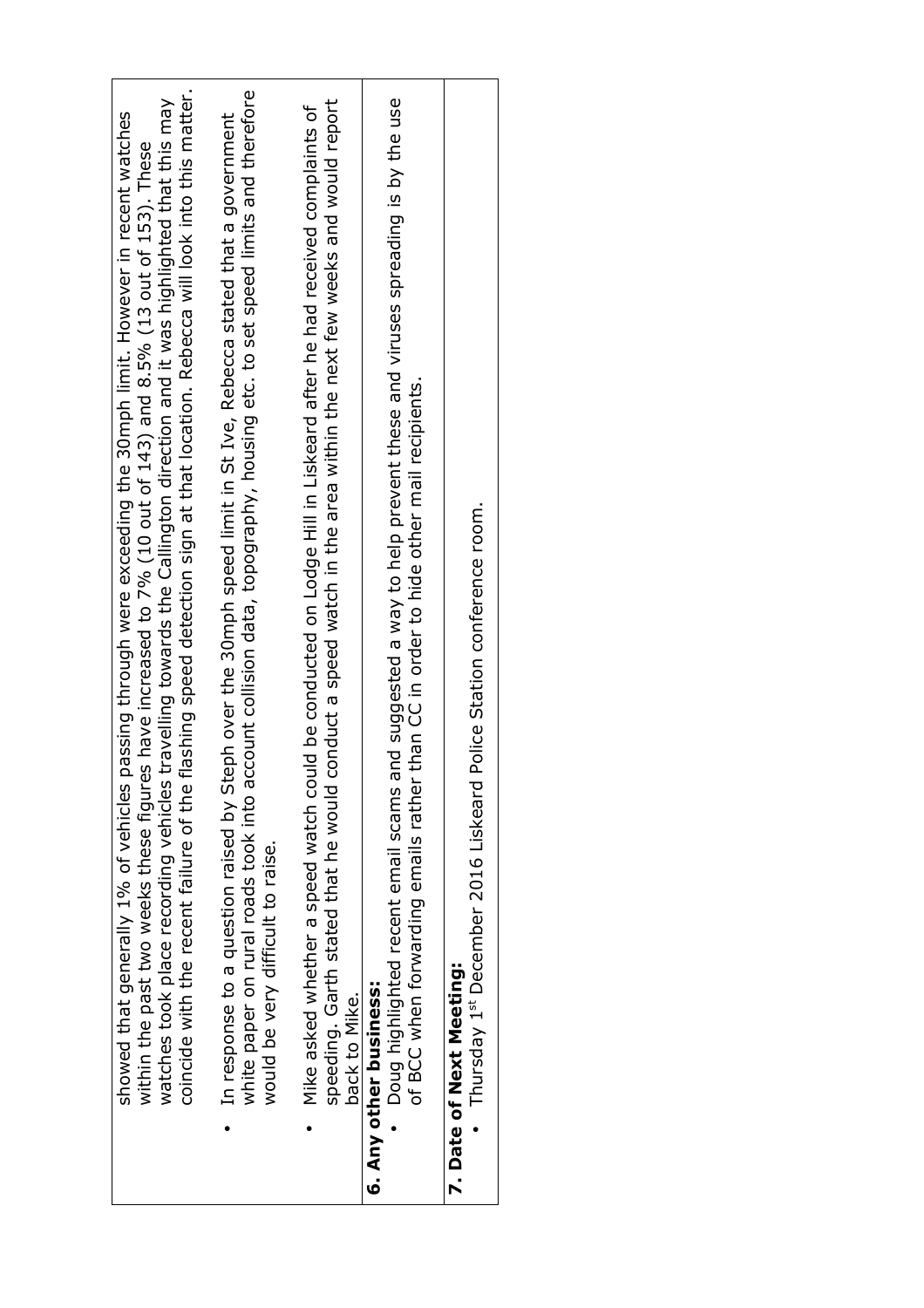showed that generally 1% of vehicles passing through were exceeding the 30mph limit. However in recent watches within the past two weeks these figures have increased to 7% (10 out of 143) and 8.5% (13 out of 153). These watches took place recording vehicles travelling towards the Callington direction and it was highlighted that this may coincide with the recent failure of the flashing speed detection sign at that location. Rebecca will look into this matter.

- In response to a question raised by Steph over the 30mph speed limit in St Ive, Rebecca stated that a government white paper on rural roads took into account collision data, topography, housing etc. to set speed limits and therefore would be very difficult to raise.
- Mike asked whether a speed watch could be conducted on Lodge Hill in Liskeard after he had received complaints of speeding. Garth stated that he would conduct a speed watch in the area within the next few weeks and would report back to Mike.

**6. Any other business:**

- Doug highlighted recent email scams and suggested a way to help prevent these and viruses spreading is by the use of BCC when forwarding emails rather than CC in order to hide other mail recipients.

**7. Date of Next Meeting:**

- Thursday 1st December 2016 Liskeard Police Station conference room.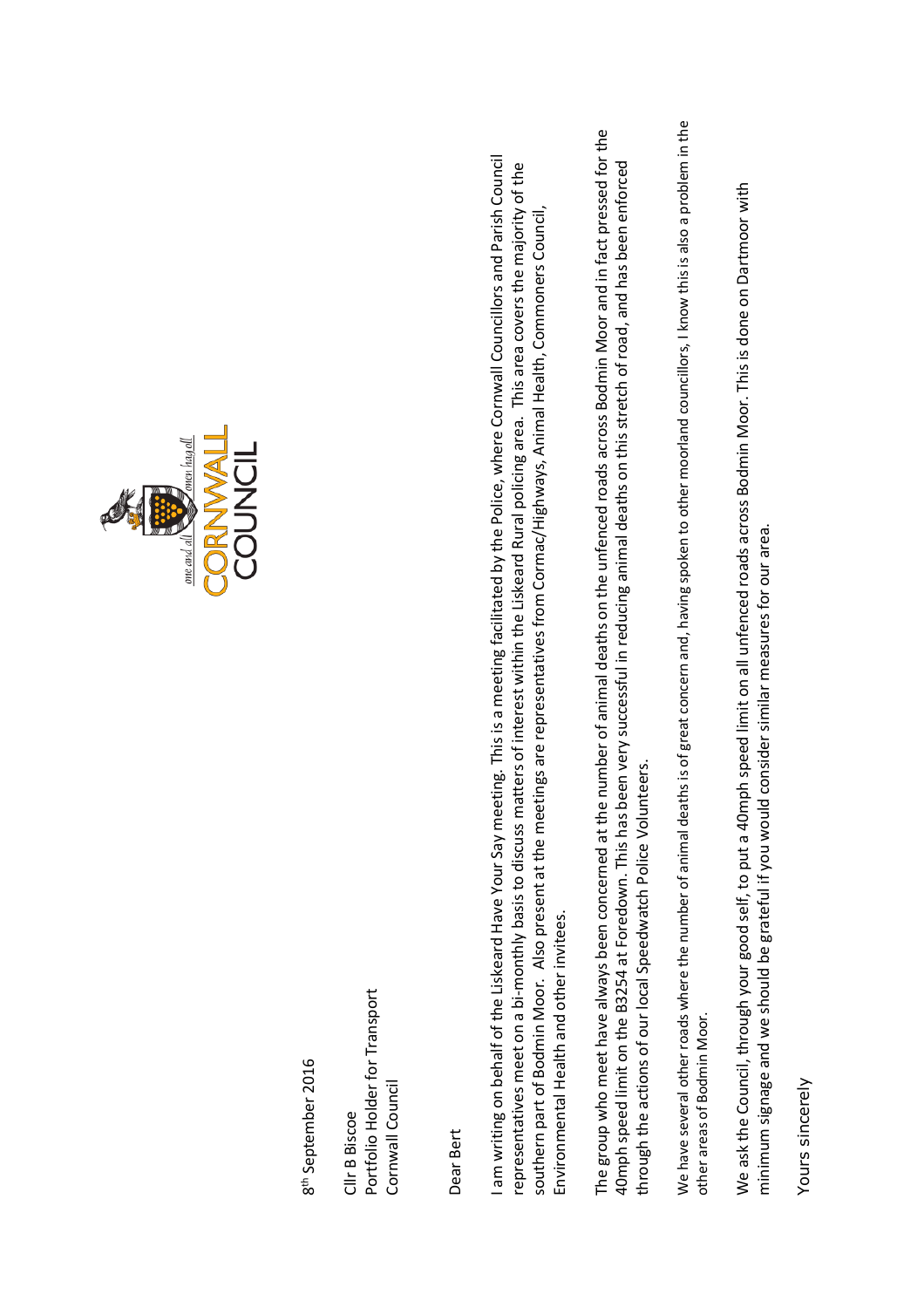one and all · onen hag oll

CORNWALL COUNCIL

8th September 2016

Cllr B Biscoe
Portfolio Holder for Transport
Cornwall Council

Dear Bert

I am writing on behalf of the Liskeard Have Your Say meeting. This is a meeting facilitated by the Police, where Cornwall Councillors and Parish Council representatives meet on a bi-monthly basis to discuss matters of interest within the Liskeard Rural policing area. This area covers the majority of the southern part of Bodmin Moor. Also present at the meetings are representatives from Cormac/Highways, Animal Health, Commoners Council, Environmental Health and other invitees.

The group who meet have always been concerned at the number of animal deaths on the unfenced roads across Bodmin Moor and in fact pressed for the 40mph speed limit on the B3254 at Foredown. This has been very successful in reducing animal deaths on this stretch of road, and has been enforced through the actions of our local Speedwatch Police Volunteers.

We have several other roads where the number of animal deaths is of great concern and, having spoken to other moorland councillors, I know this is also a problem in the other areas of Bodmin Moor.

We ask the Council, through your good self, to put a 40mph speed limit on all unfenced roads across Bodmin Moor. This is done on Dartmoor with minimum signage and we should be grateful if you would consider similar measures for our area.

Yours sincerely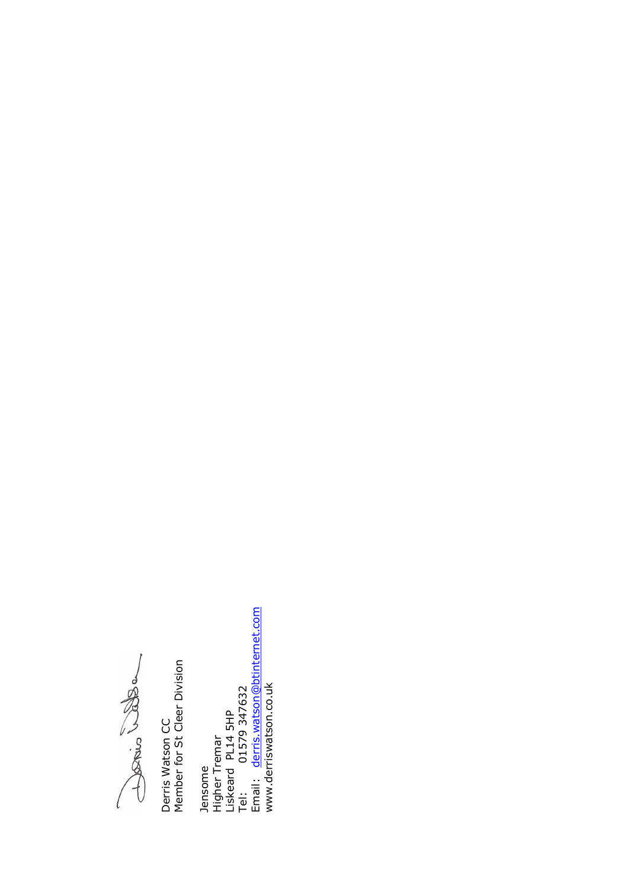Derris Watson CC
Member for St Cleer Division

Jensome
Higher Tremar
Liskeard PL14 5HP
Tel: 01579 347632
Email: derris.watson@btinternet.com
www.derriswatson.co.uk